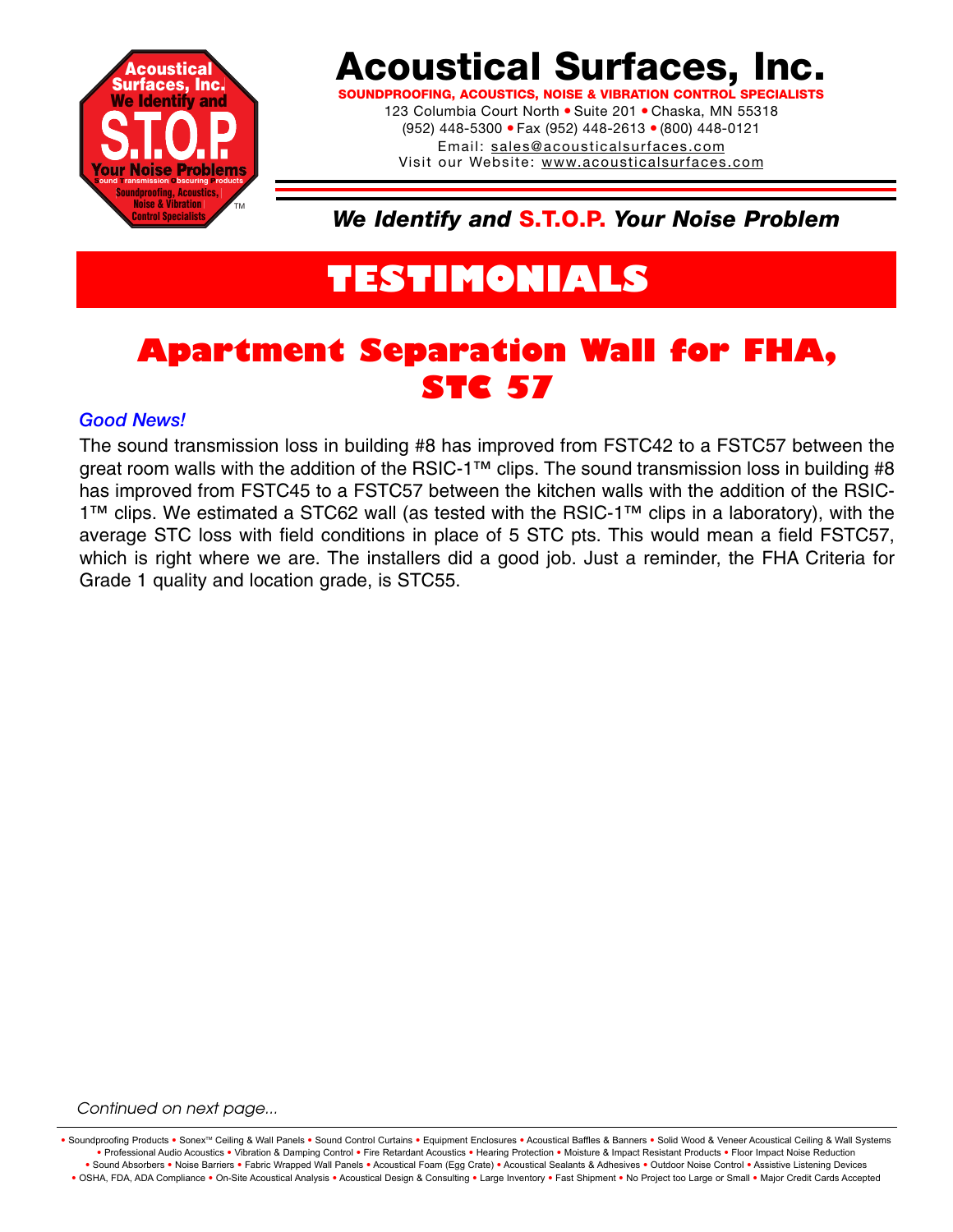# Acoustical Surfaces, Inc.

**SOUNDPROOFING, ACOUSTICS, NOISE & VIBRATION CONTROL SPECIALISTS**

123 Columbia Court North • Suite 201 • Chaska, MN 55318
(952) 448-5300 • Fax (952) 448-2613 • (800) 448-0121
Email: sales@acousticalsurfaces.com
Visit our Website: www.acousticalsurfaces.com

***We Identify and S.T.O.P. Your Noise Problem***

# TESTIMONIALS

## Apartment Separation Wall for FHA, STC 57

***Good News!***

The sound transmission loss in building #8 has improved from FSTC42 to a FSTC57 between the great room walls with the addition of the RSIC-1™ clips. The sound transmission loss in building #8 has improved from FSTC45 to a FSTC57 between the kitchen walls with the addition of the RSIC-1™ clips. We estimated a STC62 wall (as tested with the RSIC-1™ clips in a laboratory), with the average STC loss with field conditions in place of 5 STC pts. This would mean a field FSTC57, which is right where we are. The installers did a good job. Just a reminder, the FHA Criteria for Grade 1 quality and location grade, is STC55.

*Continued on next page...*

• Soundproofing Products • Sonex™ Ceiling & Wall Panels • Sound Control Curtains • Equipment Enclosures • Acoustical Baffles & Banners • Solid Wood & Veneer Acoustical Ceiling & Wall Systems • Professional Audio Acoustics • Vibration & Damping Control • Fire Retardant Acoustics • Hearing Protection • Moisture & Impact Resistant Products • Floor Impact Noise Reduction • Sound Absorbers • Noise Barriers • Fabric Wrapped Wall Panels • Acoustical Foam (Egg Crate) • Acoustical Sealants & Adhesives • Outdoor Noise Control • Assistive Listening Devices • OSHA, FDA, ADA Compliance • On-Site Acoustical Analysis • Acoustical Design & Consulting • Large Inventory • Fast Shipment • No Project too Large or Small • Major Credit Cards Accepted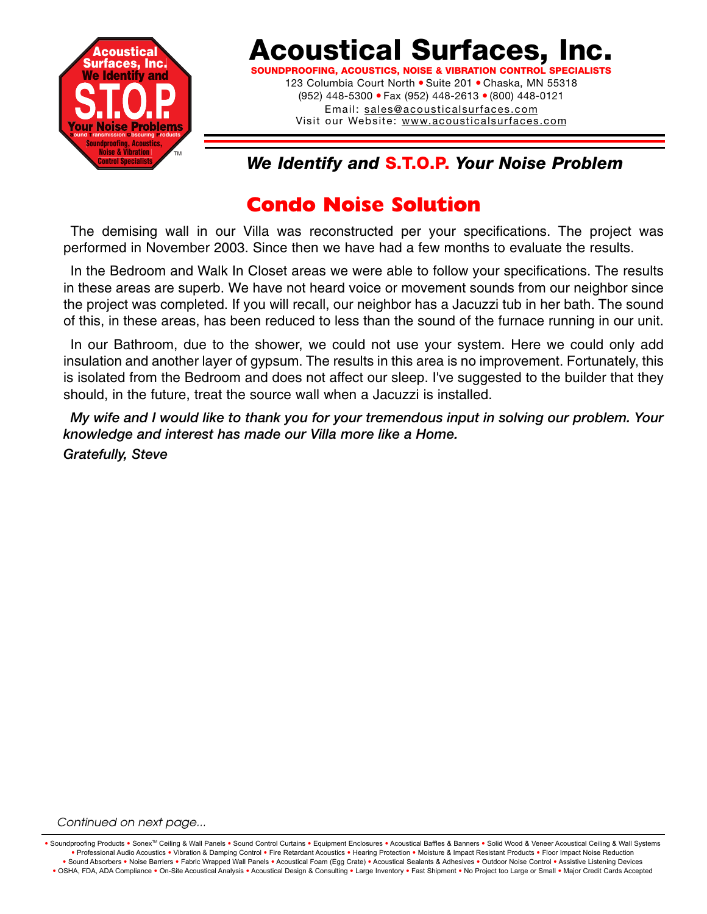# Acoustical Surfaces, Inc.

**SOUNDPROOFING, ACOUSTICS, NOISE & VIBRATION CONTROL SPECIALISTS**

123 Columbia Court North • Suite 201 • Chaska, MN 55318
(952) 448-5300 • Fax (952) 448-2613 • (800) 448-0121
Email: sales@acousticalsurfaces.com
Visit our Website: www.acousticalsurfaces.com

***We Identify and S.T.O.P. Your Noise Problem***

## Condo Noise Solution

The demising wall in our Villa was reconstructed per your specifications. The project was performed in November 2003. Since then we have had a few months to evaluate the results.

In the Bedroom and Walk In Closet areas we were able to follow your specifications. The results in these areas are superb. We have not heard voice or movement sounds from our neighbor since the project was completed. If you will recall, our neighbor has a Jacuzzi tub in her bath. The sound of this, in these areas, has been reduced to less than the sound of the furnace running in our unit.

In our Bathroom, due to the shower, we could not use your system. Here we could only add insulation and another layer of gypsum. The results in this area is no improvement. Fortunately, this is isolated from the Bedroom and does not affect our sleep. I've suggested to the builder that they should, in the future, treat the source wall when a Jacuzzi is installed.

***My wife and I would like to thank you for your tremendous input in solving our problem. Your knowledge and interest has made our Villa more like a Home.***

*Gratefully, Steve*

*Continued on next page...*

• Soundproofing Products • Sonex™ Ceiling & Wall Panels • Sound Control Curtains • Equipment Enclosures • Acoustical Baffles & Banners • Solid Wood & Veneer Acoustical Ceiling & Wall Systems • Professional Audio Acoustics • Vibration & Damping Control • Fire Retardant Acoustics • Hearing Protection • Moisture & Impact Resistant Products • Floor Impact Noise Reduction • Sound Absorbers • Noise Barriers • Fabric Wrapped Wall Panels • Acoustical Foam (Egg Crate) • Acoustical Sealants & Adhesives • Outdoor Noise Control • Assistive Listening Devices • OSHA, FDA, ADA Compliance • On-Site Acoustical Analysis • Acoustical Design & Consulting • Large Inventory • Fast Shipment • No Project too Large or Small • Major Credit Cards Accepted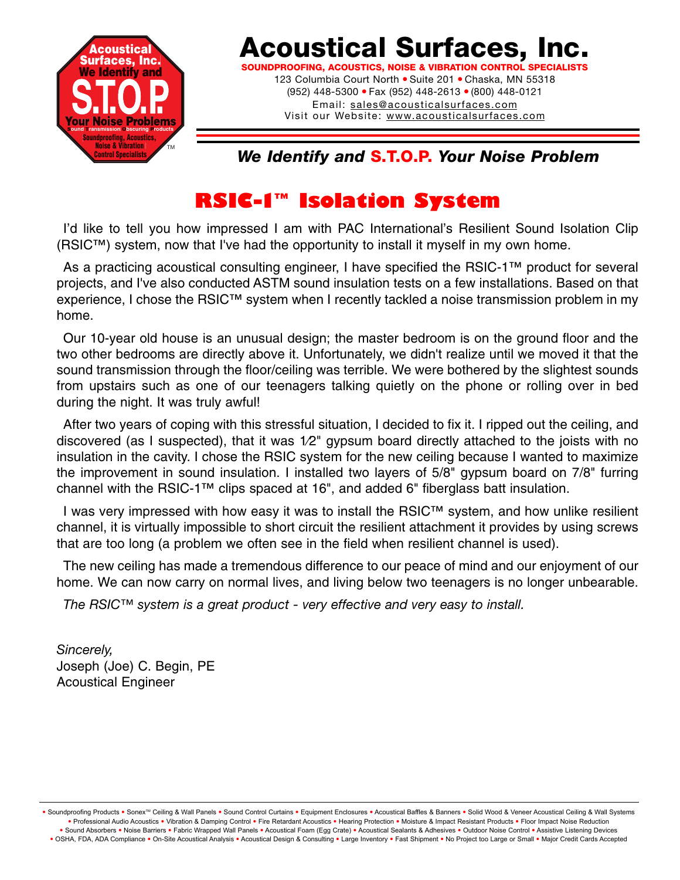# Acoustical Surfaces, Inc.

**SOUNDPROOFING, ACOUSTICS, NOISE & VIBRATION CONTROL SPECIALISTS**

123 Columbia Court North • Suite 201 • Chaska, MN 55318
(952) 448-5300 • Fax (952) 448-2613 • (800) 448-0121
Email: sales@acousticalsurfaces.com
Visit our Website: www.acousticalsurfaces.com

***We Identify and S.T.O.P. Your Noise Problem***

## RSIC-1™ Isolation System

I'd like to tell you how impressed I am with PAC International's Resilient Sound Isolation Clip (RSIC™) system, now that I've had the opportunity to install it myself in my own home.

As a practicing acoustical consulting engineer, I have specified the RSIC-1™ product for several projects, and I've also conducted ASTM sound insulation tests on a few installations. Based on that experience, I chose the RSIC™ system when I recently tackled a noise transmission problem in my home.

Our 10-year old house is an unusual design; the master bedroom is on the ground floor and the two other bedrooms are directly above it. Unfortunately, we didn't realize until we moved it that the sound transmission through the floor/ceiling was terrible. We were bothered by the slightest sounds from upstairs such as one of our teenagers talking quietly on the phone or rolling over in bed during the night. It was truly awful!

After two years of coping with this stressful situation, I decided to fix it. I ripped out the ceiling, and discovered (as I suspected), that it was 1⁄2" gypsum board directly attached to the joists with no insulation in the cavity. I chose the RSIC system for the new ceiling because I wanted to maximize the improvement in sound insulation. I installed two layers of 5/8" gypsum board on 7/8" furring channel with the RSIC-1™ clips spaced at 16", and added 6" fiberglass batt insulation.

I was very impressed with how easy it was to install the RSIC™ system, and how unlike resilient channel, it is virtually impossible to short circuit the resilient attachment it provides by using screws that are too long (a problem we often see in the field when resilient channel is used).

The new ceiling has made a tremendous difference to our peace of mind and our enjoyment of our home. We can now carry on normal lives, and living below two teenagers is no longer unbearable.

*The RSIC™ system is a great product - very effective and very easy to install.*

*Sincerely,*
Joseph (Joe) C. Begin, PE
Acoustical Engineer

• Soundproofing Products • Sonex™ Ceiling & Wall Panels • Sound Control Curtains • Equipment Enclosures • Acoustical Baffles & Banners • Solid Wood & Veneer Acoustical Ceiling & Wall Systems • Professional Audio Acoustics • Vibration & Damping Control • Fire Retardant Acoustics • Hearing Protection • Moisture & Impact Resistant Products • Floor Impact Noise Reduction • Sound Absorbers • Noise Barriers • Fabric Wrapped Wall Panels • Acoustical Foam (Egg Crate) • Acoustical Sealants & Adhesives • Outdoor Noise Control • Assistive Listening Devices • OSHA, FDA, ADA Compliance • On-Site Acoustical Analysis • Acoustical Design & Consulting • Large Inventory • Fast Shipment • No Project too Large or Small • Major Credit Cards Accepted